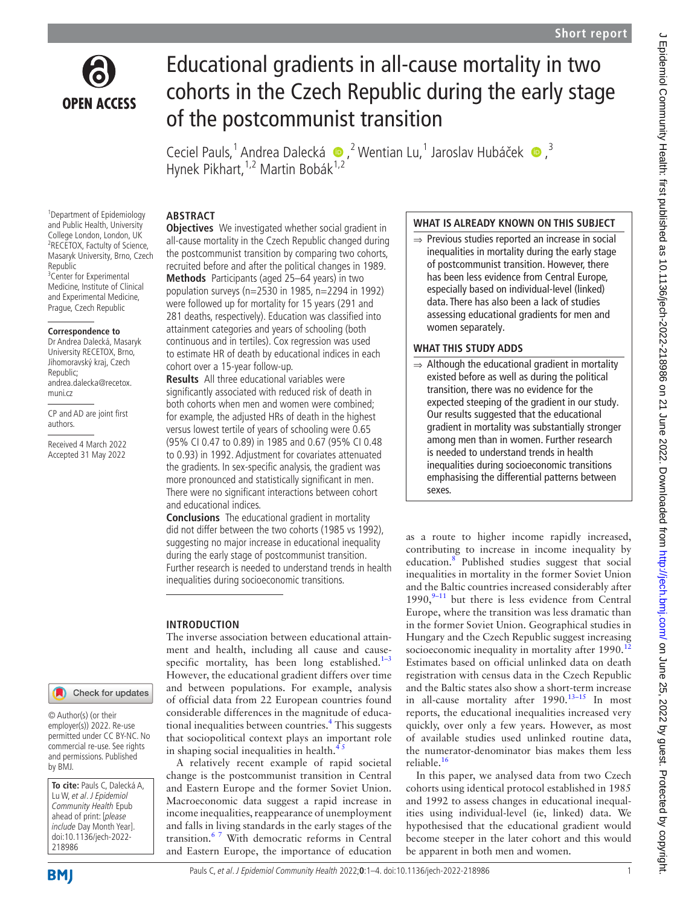# Educational gradients in all-cause mortality in two cohorts in the Czech Republic during the early stage of the postcommunist transition

Ceciel Pauls,[1] Andrea Dalecká,[2] Wentian Lu,[1] Jaroslav Hubáček,[3] Hynek Pikhart,[1,2] Martin Bobák[1,2]

[1]Department of Epidemiology and Public Health, University College London, London, UK
[2]RECETOX, Factulty of Science, Masaryk University, Brno, Czech Republic
[3]Center for Experimental Medicine, Institute of Clinical and Experimental Medicine, Prague, Czech Republic

**Correspondence to**
Dr Andrea Dalecká, Masaryk University RECETOX, Brno, Jihomoravský kraj, Czech Republic; andrea.dalecka@recetox.muni.cz

CP and AD are joint first authors.

Received 4 March 2022
Accepted 31 May 2022

© Author(s) (or their employer(s)) 2022. Re-use permitted under CC BY-NC. No commercial re-use. See rights and permissions. Published by BMJ.

**To cite:** Pauls C, Dalecká A, Lu W, *et al*. *J Epidemiol Community Health* Epub ahead of print: [*please include* Day Month Year]. doi:10.1136/jech-2022-218986

## ABSTRACT

**Objectives** We investigated whether social gradient in all-cause mortality in the Czech Republic changed during the postcommunist transition by comparing two cohorts, recruited before and after the political changes in 1989.

**Methods** Participants (aged 25–64 years) in two population surveys (n=2530 in 1985, n=2294 in 1992) were followed up for mortality for 15 years (291 and 281 deaths, respectively). Education was classified into attainment categories and years of schooling (both continuous and in tertiles). Cox regression was used to estimate HR of death by educational indices in each cohort over a 15-year follow-up.

**Results** All three educational variables were significantly associated with reduced risk of death in both cohorts when men and women were combined; for example, the adjusted HRs of death in the highest versus lowest tertile of years of schooling were 0.65 (95% CI 0.47 to 0.89) in 1985 and 0.67 (95% CI 0.48 to 0.93) in 1992. Adjustment for covariates attenuated the gradients. In sex-specific analysis, the gradient was more pronounced and statistically significant in men. There were no significant interactions between cohort and educational indices.

**Conclusions** The educational gradient in mortality did not differ between the two cohorts (1985 vs 1992), suggesting no major increase in educational inequality during the early stage of postcommunist transition. Further research is needed to understand trends in health inequalities during socioeconomic transitions.

### WHAT IS ALREADY KNOWN ON THIS SUBJECT

⇒ Previous studies reported an increase in social inequalities in mortality during the early stage of postcommunist transition. However, there has been less evidence from Central Europe, especially based on individual-level (linked) data. There has also been a lack of studies assessing educational gradients for men and women separately.

### WHAT THIS STUDY ADDS

⇒ Although the educational gradient in mortality existed before as well as during the political transition, there was no evidence for the expected steeping of the gradient in our study. Our results suggested that the educational gradient in mortality was substantially stronger among men than in women. Further research is needed to understand trends in health inequalities during socioeconomic transitions emphasising the differential patterns between sexes.

## INTRODUCTION

The inverse association between educational attainment and health, including all cause and cause-specific mortality, has been long established.[1–3] However, the educational gradient differs over time and between populations. For example, analysis of official data from 22 European countries found considerable differences in the magnitude of educational inequalities between countries.[4] This suggests that sociopolitical context plays an important role in shaping social inequalities in health.[4 5]

A relatively recent example of rapid societal change is the postcommunist transition in Central and Eastern Europe and the former Soviet Union. Macroeconomic data suggest a rapid increase in income inequalities, reappearance of unemployment and falls in living standards in the early stages of the transition.[6 7] With democratic reforms in Central and Eastern Europe, the importance of education as a route to higher income rapidly increased, contributing to increase in income inequality by education.[8] Published studies suggest that social inequalities in mortality in the former Soviet Union and the Baltic countries increased considerably after 1990,[9–11] but there is less evidence from Central Europe, where the transition was less dramatic than in the former Soviet Union. Geographical studies in Hungary and the Czech Republic suggest increasing socioeconomic inequality in mortality after 1990.[12] Estimates based on official unlinked data on death registration with census data in the Czech Republic and the Baltic states also show a short-term increase in all-cause mortality after 1990.[13–15] In most reports, the educational inequalities increased very quickly, over only a few years. However, as most of available studies used unlinked routine data, the numerator-denominator bias makes them less reliable.[16]

In this paper, we analysed data from two Czech cohorts using identical protocol established in 1985 and 1992 to assess changes in educational inequalities using individual-level (ie, linked) data. We hypothesised that the educational gradient would become steeper in the later cohort and this would be apparent in both men and women.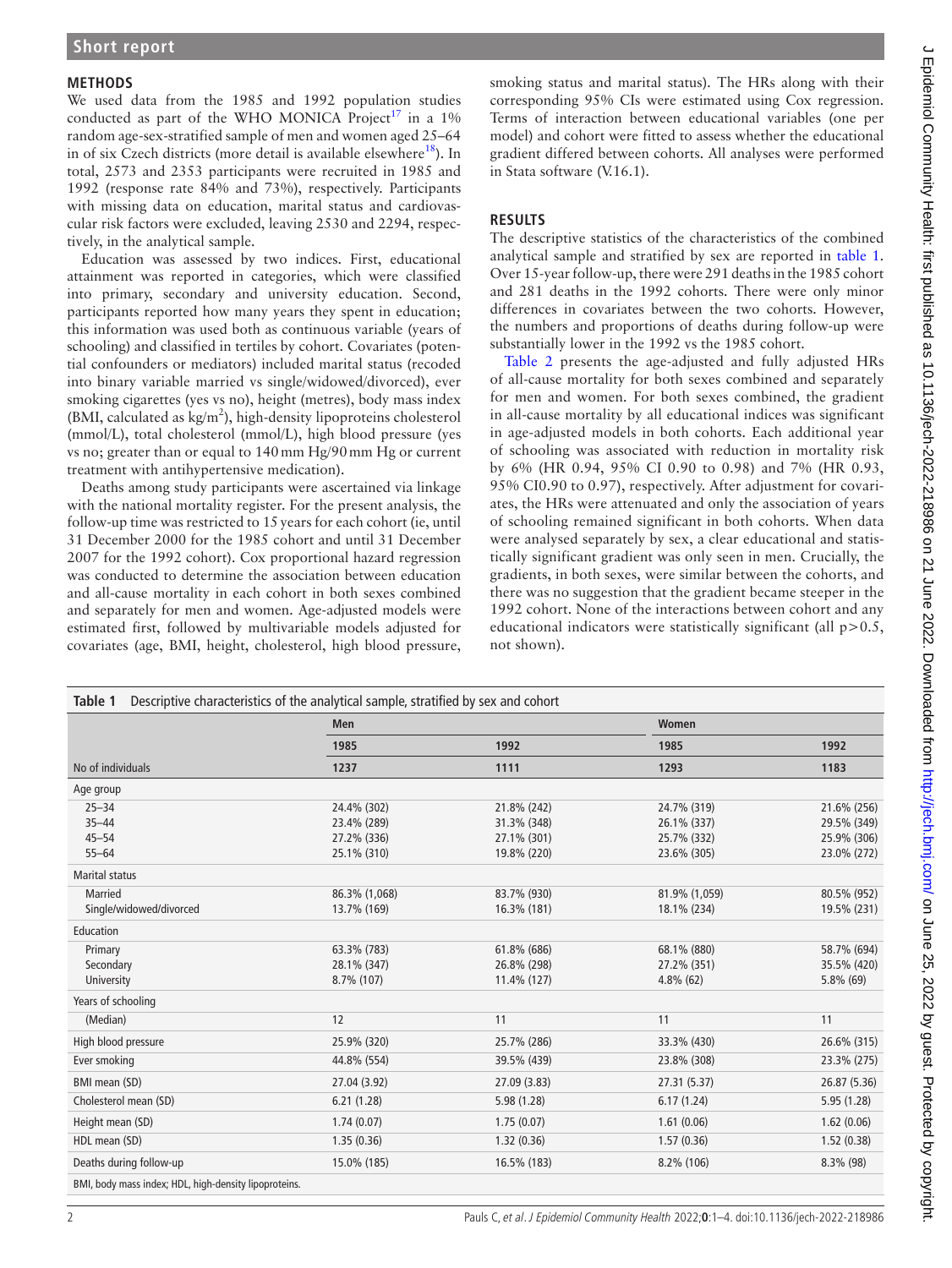## METHODS

We used data from the 1985 and 1992 population studies conducted as part of the WHO MONICA Project[17] in a 1% random age-sex-stratified sample of men and women aged 25–64 in of six Czech districts (more detail is available elsewhere[18]). In total, 2573 and 2353 participants were recruited in 1985 and 1992 (response rate 84% and 73%), respectively. Participants with missing data on education, marital status and cardiovascular risk factors were excluded, leaving 2530 and 2294, respectively, in the analytical sample.

Education was assessed by two indices. First, educational attainment was reported in categories, which were classified into primary, secondary and university education. Second, participants reported how many years they spent in education; this information was used both as continuous variable (years of schooling) and classified in tertiles by cohort. Covariates (potential confounders or mediators) included marital status (recoded into binary variable married vs single/widowed/divorced), ever smoking cigarettes (yes vs no), height (metres), body mass index (BMI, calculated as $kg/m^2$), high-density lipoproteins cholesterol (mmol/L), total cholesterol (mmol/L), high blood pressure (yes vs no; greater than or equal to 140 mm Hg/90 mm Hg or current treatment with antihypertensive medication).

Deaths among study participants were ascertained via linkage with the national mortality register. For the present analysis, the follow-up time was restricted to 15 years for each cohort (ie, until 31 December 2000 for the 1985 cohort and until 31 December 2007 for the 1992 cohort). Cox proportional hazard regression was conducted to determine the association between education and all-cause mortality in each cohort in both sexes combined and separately for men and women. Age-adjusted models were estimated first, followed by multivariable models adjusted for covariates (age, BMI, height, cholesterol, high blood pressure, smoking status and marital status). The HRs along with their corresponding 95% CIs were estimated using Cox regression. Terms of interaction between educational variables (one per model) and cohort were fitted to assess whether the educational gradient differed between cohorts. All analyses were performed in Stata software (V.16.1).

## RESULTS

The descriptive statistics of the characteristics of the combined analytical sample and stratified by sex are reported in table 1. Over 15-year follow-up, there were 291 deaths in the 1985 cohort and 281 deaths in the 1992 cohorts. There were only minor differences in covariates between the two cohorts. However, the numbers and proportions of deaths during follow-up were substantially lower in the 1992 vs the 1985 cohort.

Table 2 presents the age-adjusted and fully adjusted HRs of all-cause mortality for both sexes combined and separately for men and women. For both sexes combined, the gradient in all-cause mortality by all educational indices was significant in age-adjusted models in both cohorts. Each additional year of schooling was associated with reduction in mortality risk by 6% (HR 0.94, 95% CI 0.90 to 0.98) and 7% (HR 0.93, 95% CI0.90 to 0.97), respectively. After adjustment for covariates, the HRs were attenuated and only the association of years of schooling remained significant in both cohorts. When data were analysed separately by sex, a clear educational and statistically significant gradient was only seen in men. Crucially, the gradients, in both sexes, were similar between the cohorts, and there was no suggestion that the gradient became steeper in the 1992 cohort. None of the interactions between cohort and any educational indicators were statistically significant (all $p>0.5$, not shown).

**Table 1** Descriptive characteristics of the analytical sample, stratified by sex and cohort

| | Men | | Women | |
|---|---|---|---|---|
| | 1985 | 1992 | 1985 | 1992 |
| No of individuals | 1237 | 1111 | 1293 | 1183 |
| Age group | | | | |
| 25–34 | 24.4% (302) | 21.8% (242) | 24.7% (319) | 21.6% (256) |
| 35–44 | 23.4% (289) | 31.3% (348) | 26.1% (337) | 29.5% (349) |
| 45–54 | 27.2% (336) | 27.1% (301) | 25.7% (332) | 25.9% (306) |
| 55–64 | 25.1% (310) | 19.8% (220) | 23.6% (305) | 23.0% (272) |
| Marital status | | | | |
| Married | 86.3% (1,068) | 83.7% (930) | 81.9% (1,059) | 80.5% (952) |
| Single/widowed/divorced | 13.7% (169) | 16.3% (181) | 18.1% (234) | 19.5% (231) |
| Education | | | | |
| Primary | 63.3% (783) | 61.8% (686) | 68.1% (880) | 58.7% (694) |
| Secondary | 28.1% (347) | 26.8% (298) | 27.2% (351) | 35.5% (420) |
| University | 8.7% (107) | 11.4% (127) | 4.8% (62) | 5.8% (69) |
| Years of schooling | | | | |
| (Median) | 12 | 11 | 11 | 11 |
| High blood pressure | 25.9% (320) | 25.7% (286) | 33.3% (430) | 26.6% (315) |
| Ever smoking | 44.8% (554) | 39.5% (439) | 23.8% (308) | 23.3% (275) |
| BMI mean (SD) | 27.04 (3.92) | 27.09 (3.83) | 27.31 (5.37) | 26.87 (5.36) |
| Cholesterol mean (SD) | 6.21 (1.28) | 5.98 (1.28) | 6.17 (1.24) | 5.95 (1.28) |
| Height mean (SD) | 1.74 (0.07) | 1.75 (0.07) | 1.61 (0.06) | 1.62 (0.06) |
| HDL mean (SD) | 1.35 (0.36) | 1.32 (0.36) | 1.57 (0.36) | 1.52 (0.38) |
| Deaths during follow-up | 15.0% (185) | 16.5% (183) | 8.2% (106) | 8.3% (98) |

BMI, body mass index; HDL, high-density lipoproteins.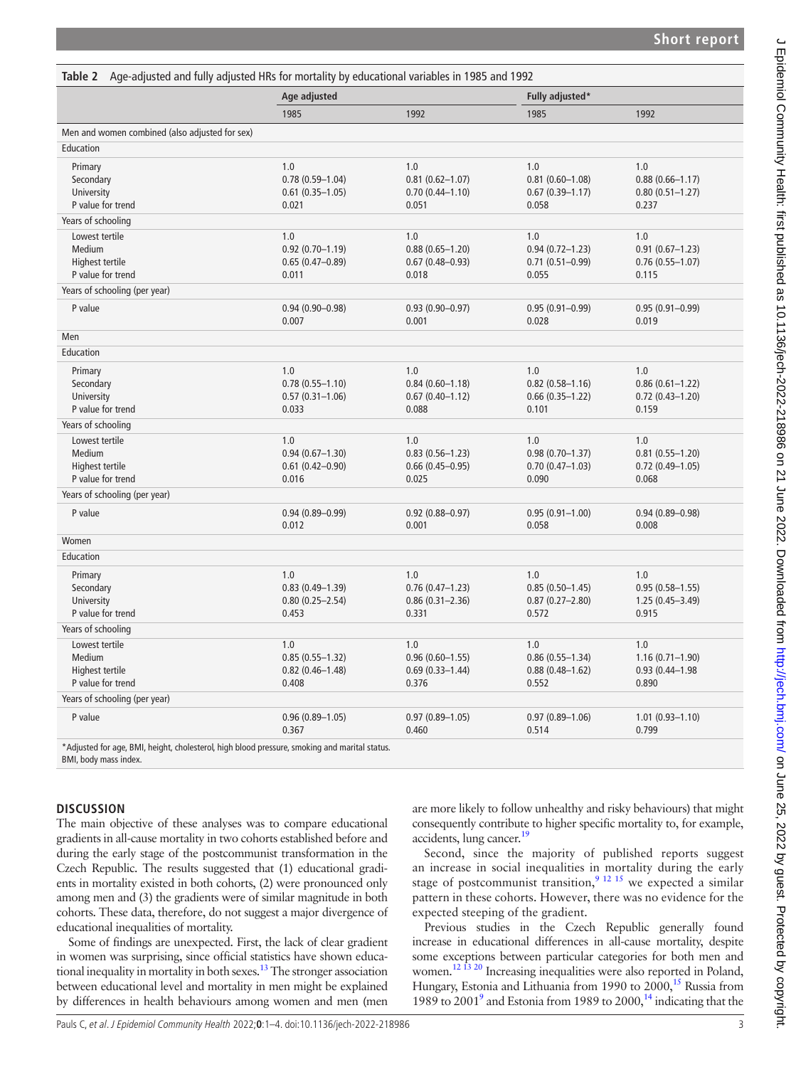**Table 2** Age-adjusted and fully adjusted HRs for mortality by educational variables in 1985 and 1992

| | Age adjusted | | Fully adjusted* | |
|---|---|---|---|---|
| | 1985 | 1992 | 1985 | 1992 |
| **Men and women combined (also adjusted for sex)** | | | | |
| Education | | | | |
| Primary | 1.0 | 1.0 | 1.0 | 1.0 |
| Secondary | 0.78 (0.59–1.04) | 0.81 (0.62–1.07) | 0.81 (0.60–1.08) | 0.88 (0.66–1.17) |
| University | 0.61 (0.35–1.05) | 0.70 (0.44–1.10) | 0.67 (0.39–1.17) | 0.80 (0.51–1.27) |
| P value for trend | 0.021 | 0.051 | 0.058 | 0.237 |
| Years of schooling | | | | |
| Lowest tertile | 1.0 | 1.0 | 1.0 | 1.0 |
| Medium | 0.92 (0.70–1.19) | 0.88 (0.65–1.20) | 0.94 (0.72–1.23) | 0.91 (0.67–1.23) |
| Highest tertile | 0.65 (0.47–0.89) | 0.67 (0.48–0.93) | 0.71 (0.51–0.99) | 0.76 (0.55–1.07) |
| P value for trend | 0.011 | 0.018 | 0.055 | 0.115 |
| Years of schooling (per year) | | | | |
| P value | 0.94 (0.90–0.98)<br>0.007 | 0.93 (0.90–0.97)<br>0.001 | 0.95 (0.91–0.99)<br>0.028 | 0.95 (0.91–0.99)<br>0.019 |
| **Men** | | | | |
| Education | | | | |
| Primary | 1.0 | 1.0 | 1.0 | 1.0 |
| Secondary | 0.78 (0.55–1.10) | 0.84 (0.60–1.18) | 0.82 (0.58–1.16) | 0.86 (0.61–1.22) |
| University | 0.57 (0.31–1.06) | 0.67 (0.40–1.12) | 0.66 (0.35–1.22) | 0.72 (0.43–1.20) |
| P value for trend | 0.033 | 0.088 | 0.101 | 0.159 |
| Years of schooling | | | | |
| Lowest tertile | 1.0 | 1.0 | 1.0 | 1.0 |
| Medium | 0.94 (0.67–1.30) | 0.83 (0.56–1.23) | 0.98 (0.70–1.37) | 0.81 (0.55–1.20) |
| Highest tertile | 0.61 (0.42–0.90) | 0.66 (0.45–0.95) | 0.70 (0.47–1.03) | 0.72 (0.49–1.05) |
| P value for trend | 0.016 | 0.025 | 0.090 | 0.068 |
| Years of schooling (per year) | | | | |
| P value | 0.94 (0.89–0.99)<br>0.012 | 0.92 (0.88–0.97)<br>0.001 | 0.95 (0.91–1.00)<br>0.058 | 0.94 (0.89–0.98)<br>0.008 |
| **Women** | | | | |
| Education | | | | |
| Primary | 1.0 | 1.0 | 1.0 | 1.0 |
| Secondary | 0.83 (0.49–1.39) | 0.76 (0.47–1.23) | 0.85 (0.50–1.45) | 0.95 (0.58–1.55) |
| University | 0.80 (0.25–2.54) | 0.86 (0.31–2.36) | 0.87 (0.27–2.80) | 1.25 (0.45–3.49) |
| P value for trend | 0.453 | 0.331 | 0.572 | 0.915 |
| Years of schooling | | | | |
| Lowest tertile | 1.0 | 1.0 | 1.0 | 1.0 |
| Medium | 0.85 (0.55–1.32) | 0.96 (0.60–1.55) | 0.86 (0.55–1.34) | 1.16 (0.71–1.90) |
| Highest tertile | 0.82 (0.46–1.48) | 0.69 (0.33–1.44) | 0.88 (0.48–1.62) | 0.93 (0.44–1.98 |
| P value for trend | 0.408 | 0.376 | 0.552 | 0.890 |
| Years of schooling (per year) | | | | |
| P value | 0.96 (0.89–1.05)<br>0.367 | 0.97 (0.89–1.05)<br>0.460 | 0.97 (0.89–1.06)<br>0.514 | 1.01 (0.93–1.10)<br>0.799 |

*Adjusted for age, BMI, height, cholesterol, high blood pressure, smoking and marital status.
BMI, body mass index.

## DISCUSSION

The main objective of these analyses was to compare educational gradients in all-cause mortality in two cohorts established before and during the early stage of the postcommunist transformation in the Czech Republic. The results suggested that (1) educational gradients in mortality existed in both cohorts, (2) were pronounced only among men and (3) the gradients were of similar magnitude in both cohorts. These data, therefore, do not suggest a major divergence of educational inequalities of mortality.

Some of findings are unexpected. First, the lack of clear gradient in women was surprising, since official statistics have shown educational inequality in mortality in both sexes.[13] The stronger association between educational level and mortality in men might be explained by differences in health behaviours among women and men (men are more likely to follow unhealthy and risky behaviours) that might consequently contribute to higher specific mortality to, for example, accidents, lung cancer.[19]

Second, since the majority of published reports suggest an increase in social inequalities in mortality during the early stage of postcommunist transition,[9 12 15] we expected a similar pattern in these cohorts. However, there was no evidence for the expected steeping of the gradient.

Previous studies in the Czech Republic generally found increase in educational differences in all-cause mortality, despite some exceptions between particular categories for both men and women.[12 13 20] Increasing inequalities were also reported in Poland, Hungary, Estonia and Lithuania from 1990 to 2000,[15] Russia from 1989 to 2001[9] and Estonia from 1989 to 2000,[14] indicating that the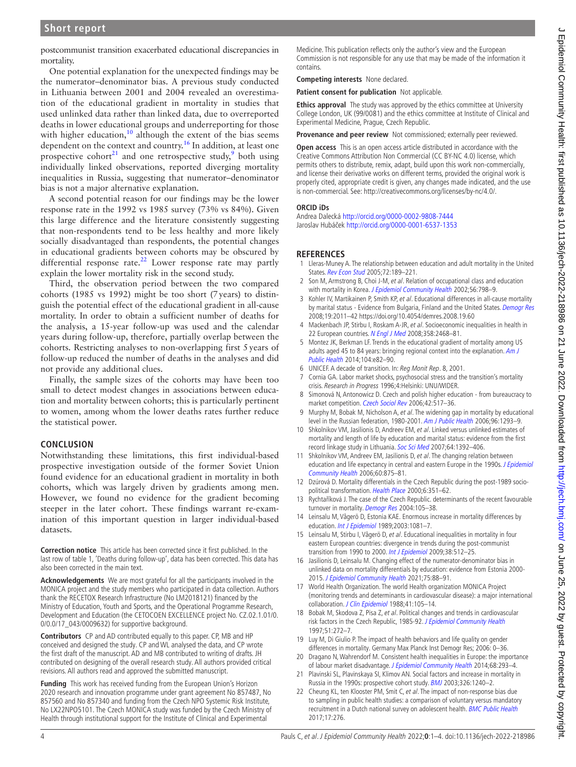postcommunist transition exacerbated educational discrepancies in mortality.

One potential explanation for the unexpected findings may be the numerator–denominator bias. A previous study conducted in Lithuania between 2001 and 2004 revealed an overestimation of the educational gradient in mortality in studies that used unlinked data rather than linked data, due to overreported deaths in lower educational groups and underreporting for those with higher education,[10] although the extent of the bias seems dependent on the context and country.[16] In addition, at least one prospective cohort[21] and one retrospective study,[9] both using individually linked observations, reported diverging mortality inequalities in Russia, suggesting that numerator–denominator bias is not a major alternative explanation.

A second potential reason for our findings may be the lower response rate in the 1992 vs 1985 survey (73% vs 84%). Given this large difference and the literature consistently suggesting that non-respondents tend to be less healthy and more likely socially disadvantaged than respondents, the potential changes in educational gradients between cohorts may be obscured by differential response rate.[22] Lower response rate may partly explain the lower mortality risk in the second study.

Third, the observation period between the two compared cohorts (1985 vs 1992) might be too short (7 years) to distinguish the potential effect of the educational gradient in all-cause mortality. In order to obtain a sufficient number of deaths for the analysis, a 15-year follow-up was used and the calendar years during follow-up, therefore, partially overlap between the cohorts. Restricting analyses to non-overlapping first 5 years of follow-up reduced the number of deaths in the analyses and did not provide any additional clues.

Finally, the sample sizes of the cohorts may have been too small to detect modest changes in associations between education and mortality between cohorts; this is particularly pertinent to women, among whom the lower deaths rates further reduce the statistical power.

## CONCLUSION

Notwithstanding these limitations, this first individual-based prospective investigation outside of the former Soviet Union found evidence for an educational gradient in mortality in both cohorts, which was largely driven by gradients among men. However, we found no evidence for the gradient becoming steeper in the later cohort. These findings warrant re-examination of this important question in larger individual-based datasets.

**Correction notice** This article has been corrected since it first published. In the last row of table 1, 'Deaths during follow-up', data has been corrected. This data has also been corrected in the main text.

**Acknowledgements** We are most grateful for all the participants involved in the MONICA project and the study members who participated in data collection. Authors thank the RECETOX Research Infrastructure (No LM2018121) financed by the Ministry of Education, Youth and Sports, and the Operational Programme Research, Development and Education (the CETOCOEN EXCELLENCE project No. CZ.02.1.01/0.0/0.0/17_043/0009632) for supportive background.

**Contributors** CP and AD contributed equally to this paper. CP, MB and HP conceived and designed the study. CP and WL analysed the data, and CP wrote the first draft of the manuscript. AD and MB contributed to writing of drafts. JH contributed on designing of the overall research study. All authors provided critical revisions. All authors read and approved the submitted manuscript.

**Funding** This work has received funding from the European Union's Horizon 2020 research and innovation programme under grant agreement No 857487, No 857560 and No 857340 and funding from the Czech NPO Systemic Risk Institute, No LX22NPO5101. The Czech MONICA study was funded by the Czech Ministry of Health through institutional support for the Institute of Clinical and Experimental Medicine. This publication reflects only the author's view and the European Commission is not responsible for any use that may be made of the information it contains.

**Competing interests** None declared.

**Patient consent for publication** Not applicable.

**Ethics approval** The study was approved by the ethics committee at University College London, UK (99/0081) and the ethics committee at Institute of Clinical and Experimental Medicine, Prague, Czech Republic.

**Provenance and peer review** Not commissioned; externally peer reviewed.

**Open access** This is an open access article distributed in accordance with the Creative Commons Attribution Non Commercial (CC BY-NC 4.0) license, which permits others to distribute, remix, adapt, build upon this work non-commercially, and license their derivative works on different terms, provided the original work is properly cited, appropriate credit is given, any changes made indicated, and the use is non-commercial. See: http://creativecommons.org/licenses/by-nc/4.0/.

**ORCID iDs**

Andrea Dalecká http://orcid.org/0000-0002-9808-7444
Jaroslav Hubáček http://orcid.org/0000-0001-6537-1353

## REFERENCES

1. Lleras-Muney A. The relationship between education and adult mortality in the United States. *Rev Econ Stud* 2005;72:189–221.
2. Son M, Armstrong B, Choi J-M, *et al*. Relation of occupational class and education with mortality in Korea. *J Epidemiol Community Health* 2002;56:798–9.
3. Kohler IV, Martikainen P, Smith KP, *et al*. Educational differences in all-cause mortality by marital status - Evidence from Bulgaria, Finland and the United States. *Demogr Res* 2008;19:2011–42 https://doi.org/10.4054/demres.2008.19.60
4. Mackenbach JP, Stirbu I, Roskam A-JR, *et al*. Socioeconomic inequalities in health in 22 European countries. *N Engl J Med* 2008;358:2468–81.
5. Montez JK, Berkman LF. Trends in the educational gradient of mortality among US adults aged 45 to 84 years: bringing regional context into the explanation. *Am J Public Health* 2014;104:e82–90.
6. UNICEF. A decade of transition. In: *Reg Monit Rep*. 8, 2001.
7. Cornia GA. Labor market shocks, psychosocial stress and the transition's mortality crisis. *Research in Progress* 1996;4:Helsinki: UNU/WIDER.
8. Simonová N, Antonowicz D. Czech and polish higher education - from bureaucracy to market competition. *Czech Sociol Rev* 2006;42:517–36.
9. Murphy M, Bobak M, Nicholson A, *et al*. The widening gap in mortality by educational level in the Russian federation, 1980-2001. *Am J Public Health* 2006;96:1293–9.
10. Shkolnikov VM, Jasilionis D, Andreev EM, *et al*. Linked versus unlinked estimates of mortality and length of life by education and marital status: evidence from the first record linkage study in Lithuania. *Soc Sci Med* 2007;64:1392–406.
11. Shkolnikov VM, Andreev EM, Jasilionis D, *et al*. The changing relation between education and life expectancy in central and eastern Europe in the 1990s. *J Epidemiol Community Health* 2006;60:875–81.
12. Dzúrová D. Mortality differentials in the Czech Republic during the post-1989 socio-political transformation. *Health Place* 2000;6:351–62.
13. Rychtaříková J. The case of the Czech Republic. determinants of the recent favourable turnover in mortality. *Demogr Res* 2004:105–38.
14. Leinsalu M, Vågerö D, Estonia KAE. Enormous increase in mortality differences by education. *Int J Epidemiol* 1989;2003:1081–7.
15. Leinsalu M, Stirbu I, Vågerö D, *et al*. Educational inequalities in mortality in four eastern European countries: divergence in trends during the post-communist transition from 1990 to 2000. *Int J Epidemiol* 2009;38:512–25.
16. Jasilionis D, Leinsalu M. Changing effect of the numerator-denominator bias in unlinked data on mortality differentials by education: evidence from Estonia 2000-2015. *J Epidemiol Community Health* 2021;75:88–91.
17. World Health Organization. The world Health organization MONICA Project (monitoring trends and determinants in cardiovascular disease): a major international collaboration. *J Clin Epidemiol* 1988;41:105–14.
18. Bobak M, Skodova Z, Pisa Z, *et al*. Political changes and trends in cardiovascular risk factors in the Czech Republic, 1985-92. *J Epidemiol Community Health* 1997;51:272–7.
19. Luy M, Di Giulio P. The impact of health behaviors and life quality on gender differences in mortality. Germany Max Planck Inst Demogr Res; 2006: 0–36.
20. Dragano N, Wahrendorf M. Consistent health inequalities in Europe: the importance of labour market disadvantage. *J Epidemiol Community Health* 2014;68:293–4.
21. Plavinski SL, Plavinskaya SI, Klimov AN. Social factors and increase in mortality in Russia in the 1990s: prospective cohort study. *BMJ* 2003;326:1240–2.
22. Cheung KL, ten Klooster PM, Smit C, *et al*. The impact of non-response bias due to sampling in public health studies: a comparison of voluntary versus mandatory recruitment in a Dutch national survey on adolescent health. *BMC Public Health* 2017;17:276.